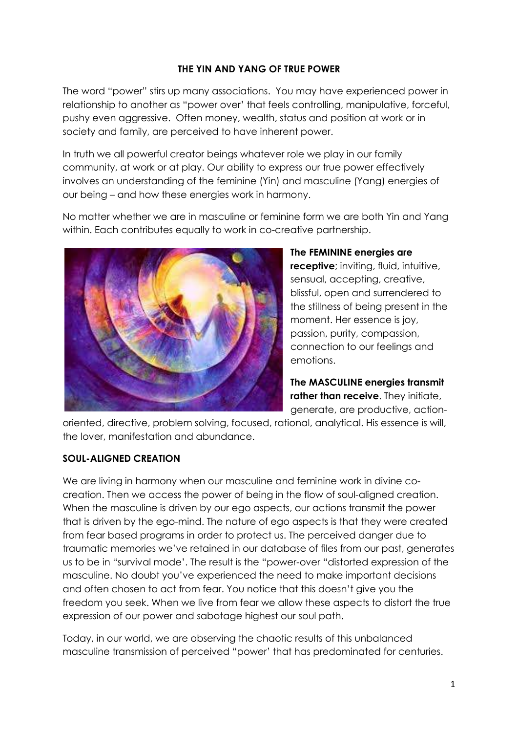**THE YIN AND YANG OF TRUE POWER**

The word "power" stirs up many associations. You may have experienced power in relationship to another as "power over' that feels controlling, manipulative, forceful, pushy even aggressive. Often money, wealth, status and position at work or in society and family, are perceived to have inherent power.

In truth we all powerful creator beings whatever role we play in our family community, at work or at play. Our ability to express our true power effectively involves an understanding of the feminine (Yin) and masculine (Yang) energies of our being – and how these energies work in harmony.

No matter whether we are in masculine or feminine form we are both Yin and Yang within. Each contributes equally to work in co-creative partnership.

**The FEMININE energies are receptive**; inviting, fluid, intuitive, sensual, accepting, creative, blissful, open and surrendered to the stillness of being present in the moment. Her essence is joy, passion, purity, compassion, connection to our feelings and emotions.

**The MASCULINE energies transmit rather than receive**. They initiate, generate, are productive, action-oriented, directive, problem solving, focused, rational, analytical. His essence is will, the lover, manifestation and abundance.

**SOUL-ALIGNED CREATION**

We are living in harmony when our masculine and feminine work in divine co-creation. Then we access the power of being in the flow of soul-aligned creation. When the masculine is driven by our ego aspects, our actions transmit the power that is driven by the ego-mind. The nature of ego aspects is that they were created from fear based programs in order to protect us. The perceived danger due to traumatic memories we've retained in our database of files from our past, generates us to be in "survival mode'. The result is the "power-over "distorted expression of the masculine. No doubt you've experienced the need to make important decisions and often chosen to act from fear. You notice that this doesn't give you the freedom you seek. When we live from fear we allow these aspects to distort the true expression of our power and sabotage highest our soul path.

Today, in our world, we are observing the chaotic results of this unbalanced masculine transmission of perceived "power' that has predominated for centuries.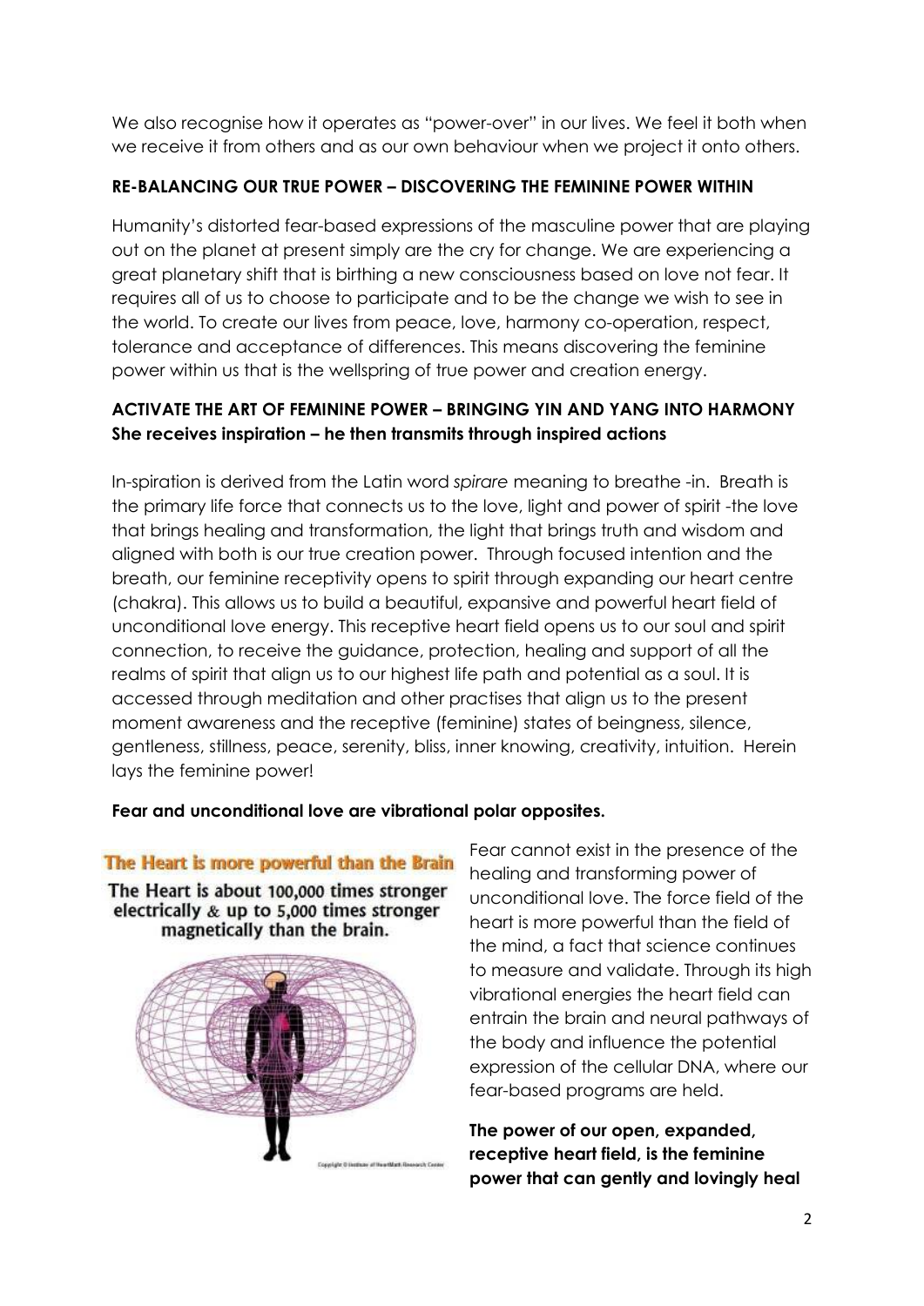We also recognise how it operates as "power-over" in our lives. We feel it both when we receive it from others and as our own behaviour when we project it onto others.

**RE-BALANCING OUR TRUE POWER – DISCOVERING THE FEMININE POWER WITHIN**

Humanity's distorted fear-based expressions of the masculine power that are playing out on the planet at present simply are the cry for change. We are experiencing a great planetary shift that is birthing a new consciousness based on love not fear. It requires all of us to choose to participate and to be the change we wish to see in the world. To create our lives from peace, love, harmony co-operation, respect, tolerance and acceptance of differences. This means discovering the feminine power within us that is the wellspring of true power and creation energy.

**ACTIVATE THE ART OF FEMININE POWER – BRINGING YIN AND YANG INTO HARMONY**
**She receives inspiration – he then transmits through inspired actions**

In-spiration is derived from the Latin word *spirare* meaning to breathe -in. Breath is the primary life force that connects us to the love, light and power of spirit -the love that brings healing and transformation, the light that brings truth and wisdom and aligned with both is our true creation power. Through focused intention and the breath, our feminine receptivity opens to spirit through expanding our heart centre (chakra). This allows us to build a beautiful, expansive and powerful heart field of unconditional love energy. This receptive heart field opens us to our soul and spirit connection, to receive the guidance, protection, healing and support of all the realms of spirit that align us to our highest life path and potential as a soul. It is accessed through meditation and other practises that align us to the present moment awareness and the receptive (feminine) states of beingness, silence, gentleness, stillness, peace, serenity, bliss, inner knowing, creativity, intuition. Herein lays the feminine power!

**Fear and unconditional love are vibrational polar opposites.**

**The Heart is more powerful than the Brain**

**The Heart is about 100,000 times stronger electrically & up to 5,000 times stronger magnetically than the brain.**

Copyright © Institute of HeartMath Research Center

Fear cannot exist in the presence of the healing and transforming power of unconditional love. The force field of the heart is more powerful than the field of the mind, a fact that science continues to measure and validate. Through its high vibrational energies the heart field can entrain the brain and neural pathways of the body and influence the potential expression of the cellular DNA, where our fear-based programs are held.

**The power of our open, expanded, receptive heart field, is the feminine power that can gently and lovingly heal**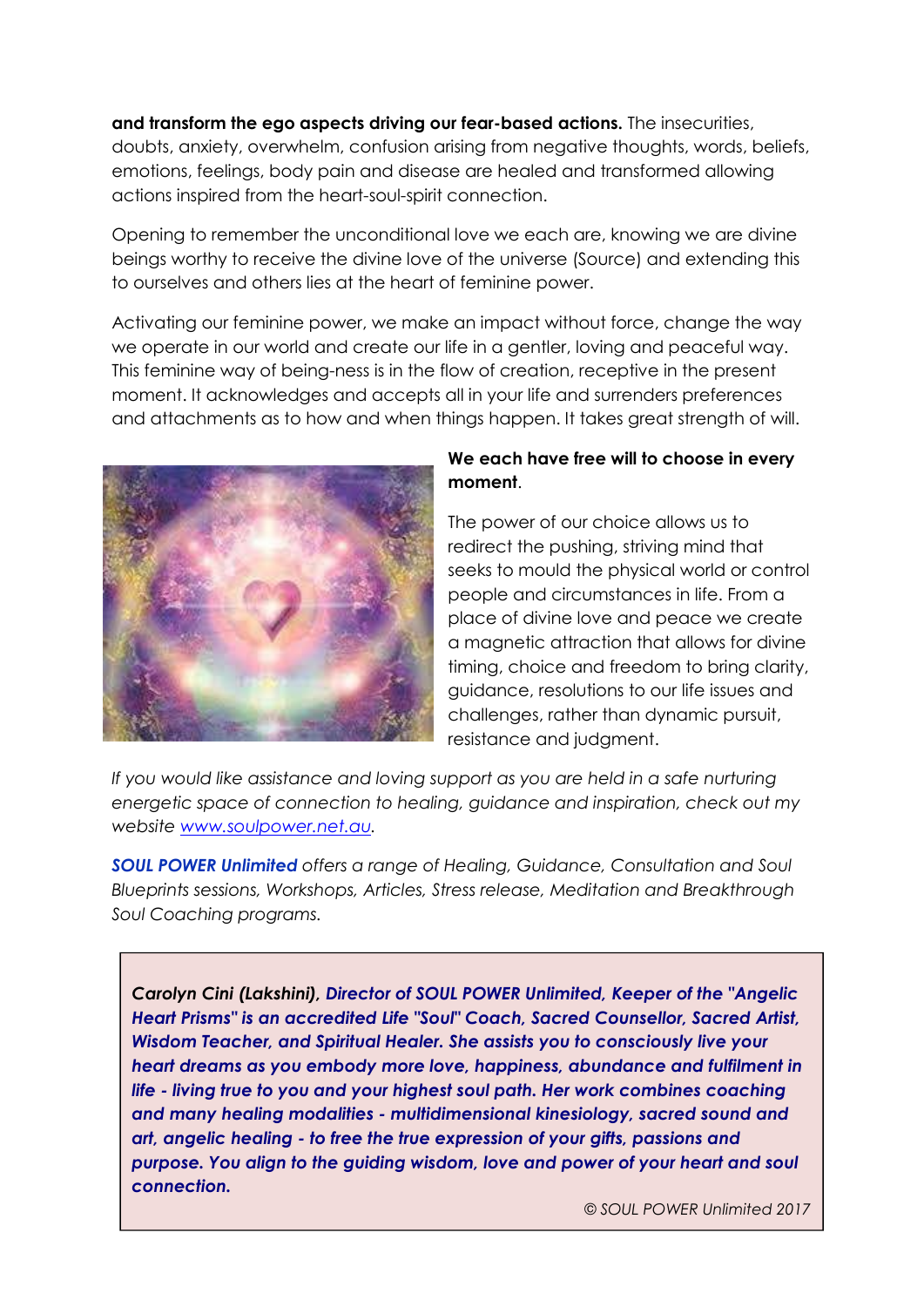**and transform the ego aspects driving our fear-based actions.** The insecurities, doubts, anxiety, overwhelm, confusion arising from negative thoughts, words, beliefs, emotions, feelings, body pain and disease are healed and transformed allowing actions inspired from the heart-soul-spirit connection.

Opening to remember the unconditional love we each are, knowing we are divine beings worthy to receive the divine love of the universe (Source) and extending this to ourselves and others lies at the heart of feminine power.

Activating our feminine power, we make an impact without force, change the way we operate in our world and create our life in a gentler, loving and peaceful way. This feminine way of being-ness is in the flow of creation, receptive in the present moment. It acknowledges and accepts all in your life and surrenders preferences and attachments as to how and when things happen. It takes great strength of will.

**We each have free will to choose in every moment**.

The power of our choice allows us to redirect the pushing, striving mind that seeks to mould the physical world or control people and circumstances in life. From a place of divine love and peace we create a magnetic attraction that allows for divine timing, choice and freedom to bring clarity, guidance, resolutions to our life issues and challenges, rather than dynamic pursuit, resistance and judgment.

*If you would like assistance and loving support as you are held in a safe nurturing energetic space of connection to healing, guidance and inspiration, check out my website [www.soulpower.net.au](http://www.soulpower.net.au).*

***SOUL POWER Unlimited*** *offers a range of Healing, Guidance, Consultation and Soul Blueprints sessions, Workshops, Articles, Stress release, Meditation and Breakthrough Soul Coaching programs.*

***Carolyn Cini (Lakshini), Director of SOUL POWER Unlimited, Keeper of the "Angelic Heart Prisms" is an accredited Life "Soul" Coach, Sacred Counsellor, Sacred Artist, Wisdom Teacher, and Spiritual Healer. She assists you to consciously live your heart dreams as you embody more love, happiness, abundance and fulfilment in life - living true to you and your highest soul path. Her work combines coaching and many healing modalities - multidimensional kinesiology, sacred sound and art, angelic healing - to free the true expression of your gifts, passions and purpose. You align to the guiding wisdom, love and power of your heart and soul connection.***

*© SOUL POWER Unlimited 2017*